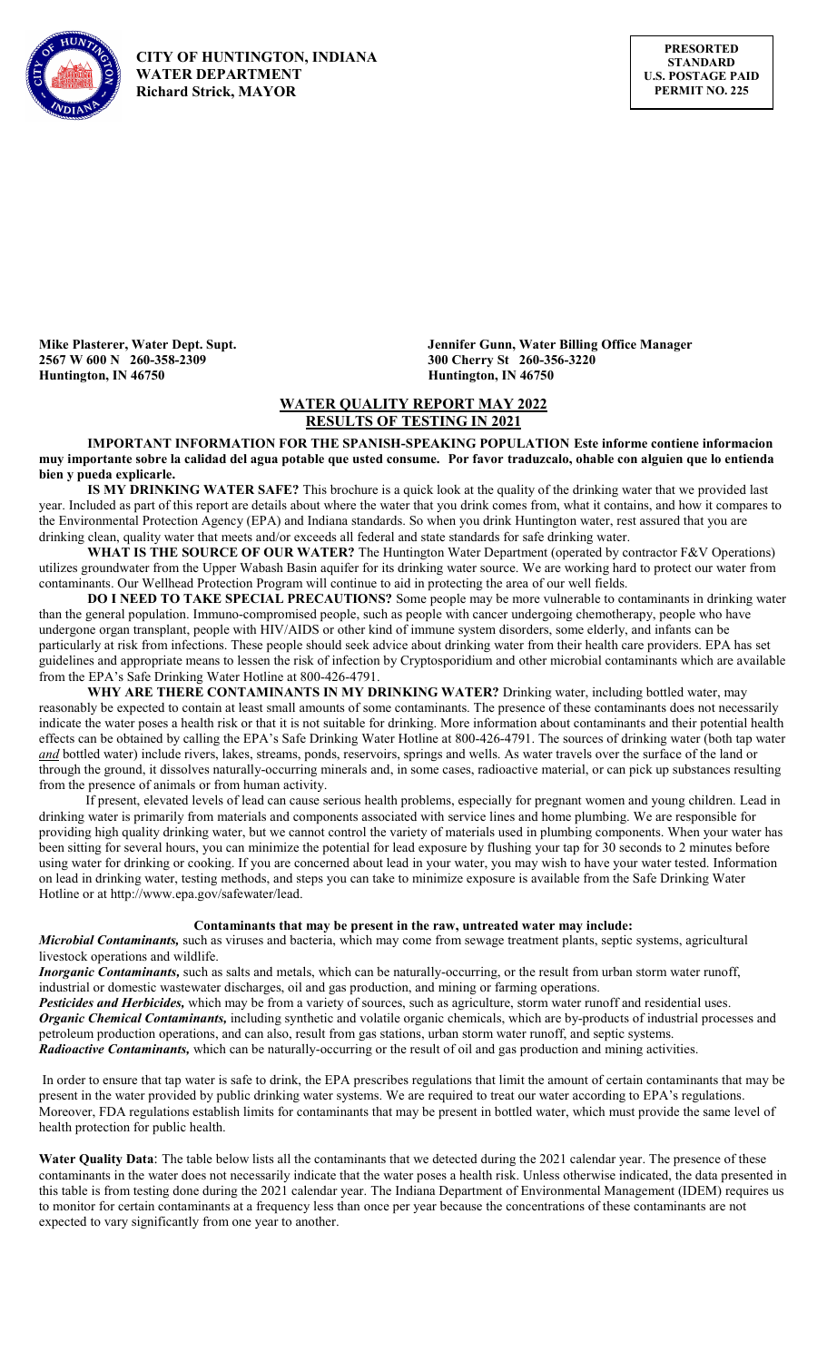**CITY OF HUNTINGTON, INDIANA**
**WATER DEPARTMENT**
**Richard Strick, MAYOR**

**PRESORTED STANDARD U.S. POSTAGE PAID PERMIT NO. 225**

**Mike Plasterer, Water Dept. Supt.**
**2567 W 600 N 260-358-2309**
**Huntington, IN 46750**

**Jennifer Gunn, Water Billing Office Manager**
**300 Cherry St 260-356-3220**
**Huntington, IN 46750**

## WATER QUALITY REPORT MAY 2022
## RESULTS OF TESTING IN 2021

**IMPORTANT INFORMATION FOR THE SPANISH-SPEAKING POPULATION Este informe contiene informacion muy importante sobre la calidad del agua potable que usted consume. Por favor traduzcalo, ohable con alguien que lo entienda bien y pueda explicarle.**

**IS MY DRINKING WATER SAFE?** This brochure is a quick look at the quality of the drinking water that we provided last year. Included as part of this report are details about where the water that you drink comes from, what it contains, and how it compares to the Environmental Protection Agency (EPA) and Indiana standards. So when you drink Huntington water, rest assured that you are drinking clean, quality water that meets and/or exceeds all federal and state standards for safe drinking water.

**WHAT IS THE SOURCE OF OUR WATER?** The Huntington Water Department (operated by contractor F&V Operations) utilizes groundwater from the Upper Wabash Basin aquifer for its drinking water source. We are working hard to protect our water from contaminants. Our Wellhead Protection Program will continue to aid in protecting the area of our well fields.

**DO I NEED TO TAKE SPECIAL PRECAUTIONS?** Some people may be more vulnerable to contaminants in drinking water than the general population. Immuno-compromised people, such as people with cancer undergoing chemotherapy, people who have undergone organ transplant, people with HIV/AIDS or other kind of immune system disorders, some elderly, and infants can be particularly at risk from infections. These people should seek advice about drinking water from their health care providers. EPA has set guidelines and appropriate means to lessen the risk of infection by Cryptosporidium and other microbial contaminants which are available from the EPA's Safe Drinking Water Hotline at 800-426-4791.

**WHY ARE THERE CONTAMINANTS IN MY DRINKING WATER?** Drinking water, including bottled water, may reasonably be expected to contain at least small amounts of some contaminants. The presence of these contaminants does not necessarily indicate the water poses a health risk or that it is not suitable for drinking. More information about contaminants and their potential health effects can be obtained by calling the EPA's Safe Drinking Water Hotline at 800-426-4791. The sources of drinking water (both tap water ***and*** bottled water) include rivers, lakes, streams, ponds, reservoirs, springs and wells. As water travels over the surface of the land or through the ground, it dissolves naturally-occurring minerals and, in some cases, radioactive material, or can pick up substances resulting from the presence of animals or from human activity.

If present, elevated levels of lead can cause serious health problems, especially for pregnant women and young children. Lead in drinking water is primarily from materials and components associated with service lines and home plumbing. We are responsible for providing high quality drinking water, but we cannot control the variety of materials used in plumbing components. When your water has been sitting for several hours, you can minimize the potential for lead exposure by flushing your tap for 30 seconds to 2 minutes before using water for drinking or cooking. If you are concerned about lead in your water, you may wish to have your water tested. Information on lead in drinking water, testing methods, and steps you can take to minimize exposure is available from the Safe Drinking Water Hotline or at http://www.epa.gov/safewater/lead.

**Contaminants that may be present in the raw, untreated water may include:**

***Microbial Contaminants,*** such as viruses and bacteria, which may come from sewage treatment plants, septic systems, agricultural livestock operations and wildlife.

***Inorganic Contaminants,*** such as salts and metals, which can be naturally-occurring, or the result from urban storm water runoff, industrial or domestic wastewater discharges, oil and gas production, and mining or farming operations.

***Pesticides and Herbicides,*** which may be from a variety of sources, such as agriculture, storm water runoff and residential uses.

***Organic Chemical Contaminants,*** including synthetic and volatile organic chemicals, which are by-products of industrial processes and petroleum production operations, and can also, result from gas stations, urban storm water runoff, and septic systems.

***Radioactive Contaminants,*** which can be naturally-occurring or the result of oil and gas production and mining activities.

In order to ensure that tap water is safe to drink, the EPA prescribes regulations that limit the amount of certain contaminants that may be present in the water provided by public drinking water systems. We are required to treat our water according to EPA's regulations. Moreover, FDA regulations establish limits for contaminants that may be present in bottled water, which must provide the same level of health protection for public health.

**Water Quality Data**: The table below lists all the contaminants that we detected during the 2021 calendar year. The presence of these contaminants in the water does not necessarily indicate that the water poses a health risk. Unless otherwise indicated, the data presented in this table is from testing done during the 2021 calendar year. The Indiana Department of Environmental Management (IDEM) requires us to monitor for certain contaminants at a frequency less than once per year because the concentrations of these contaminants are not expected to vary significantly from one year to another.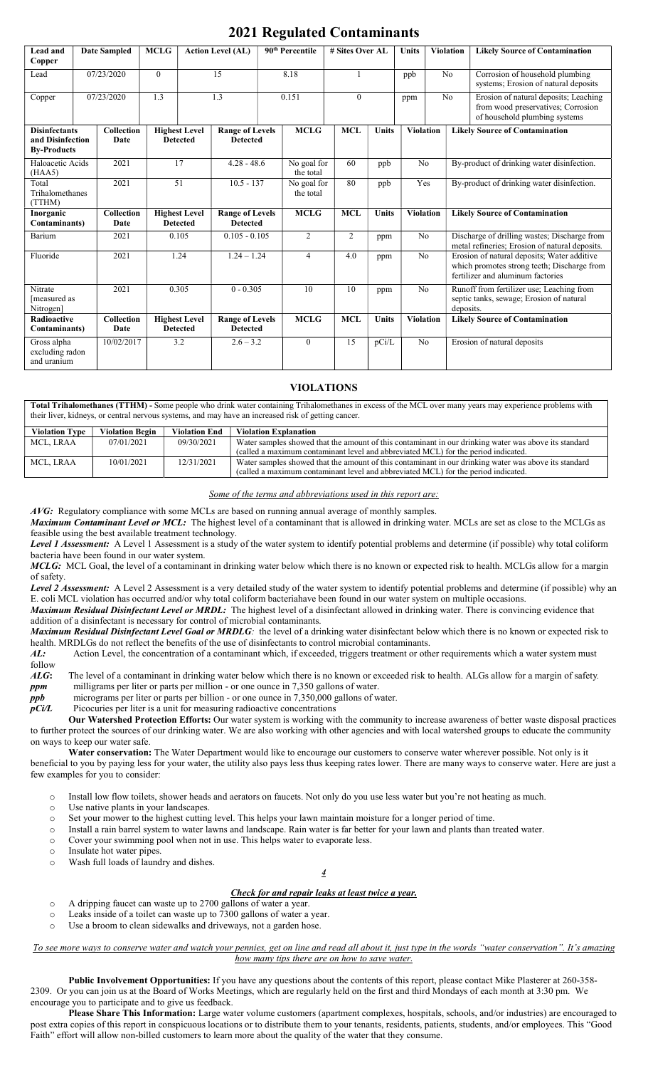# 2021 Regulated Contaminants

| Lead and Copper | Date Sampled | MCLG | Action Level (AL) | 90th Percentile | # Sites Over AL | Units | Violation | Likely Source of Contamination |
|---|---|---|---|---|---|---|---|---|
| Lead | 07/23/2020 | 0 | 15 | 8.18 | 1 | ppb | No | Corrosion of household plumbing systems; Erosion of natural deposits |
| Copper | 07/23/2020 | 1.3 | 1.3 | 0.151 | 0 | ppm | No | Erosion of natural deposits; Leaching from wood preservatives; Corrosion of household plumbing systems |

| Disinfectants and Disinfection By-Products | Collection Date | Highest Level Detected | Range of Levels Detected | MCLG | MCL | Units | Violation | Likely Source of Contamination |
|---|---|---|---|---|---|---|---|---|
| Haloacetic Acids (HAA5) | 2021 | 17 | 4.28 - 48.6 | No goal for the total | 60 | ppb | No | By-product of drinking water disinfection. |
| Total Trihalomethanes (TTHM) | 2021 | 51 | 10.5 - 137 | No goal for the total | 80 | ppb | Yes | By-product of drinking water disinfection. |
| **Inorganic Contaminants)** | **Collection Date** | **Highest Level Detected** | **Range of Levels Detected** | **MCLG** | **MCL** | **Units** | **Violation** | **Likely Source of Contamination** |
| Barium | 2021 | 0.105 | 0.105 - 0.105 | 2 | 2 | ppm | No | Discharge of drilling wastes; Discharge from metal refineries; Erosion of natural deposits. |
| Fluoride | 2021 | 1.24 | 1.24 – 1.24 | 4 | 4.0 | ppm | No | Erosion of natural deposits; Water additive which promotes strong teeth; Discharge from fertilizer and aluminum factories |
| Nitrate [measured as Nitrogen] | 2021 | 0.305 | 0 - 0.305 | 10 | 10 | ppm | No | Runoff from fertilizer use; Leaching from septic tanks, sewage; Erosion of natural deposits. |
| **Radioactive Contaminants)** | **Collection Date** | **Highest Level Detected** | **Range of Levels Detected** | **MCLG** | **MCL** | **Units** | **Violation** | **Likely Source of Contamination** |
| Gross alpha excluding radon and uranium | 10/02/2017 | 3.2 | 2.6 – 3.2 | 0 | 15 | pCi/L | No | Erosion of natural deposits |

## VIOLATIONS

**Total Trihalomethanes (TTHM) -** Some people who drink water containing Trihalomethanes in excess of the MCL over many years may experience problems with their liver, kidneys, or central nervous systems, and may have an increased risk of getting cancer.

| Violation Type | Violation Begin | Violation End | Violation Explanation |
|---|---|---|---|
| MCL, LRAA | 07/01/2021 | 09/30/2021 | Water samples showed that the amount of this contaminant in our drinking water was above its standard (called a maximum contaminant level and abbreviated MCL) for the period indicated. |
| MCL, LRAA | 10/01/2021 | 12/31/2021 | Water samples showed that the amount of this contaminant in our drinking water was above its standard (called a maximum contaminant level and abbreviated MCL) for the period indicated. |

*Some of the terms and abbreviations used in this report are:*

***AVG:*** Regulatory compliance with some MCLs are based on running annual average of monthly samples.

***Maximum Contaminant Level or MCL:*** The highest level of a contaminant that is allowed in drinking water. MCLs are set as close to the MCLGs as feasible using the best available treatment technology.

***Level 1 Assessment:*** A Level 1 Assessment is a study of the water system to identify potential problems and determine (if possible) why total coliform bacteria have been found in our water system.

***MCLG:*** MCL Goal, the level of a contaminant in drinking water below which there is no known or expected risk to health. MCLGs allow for a margin of safety.

***Level 2 Assessment:*** A Level 2 Assessment is a very detailed study of the water system to identify potential problems and determine (if possible) why an E. coli MCL violation has occurred and/or why total coliform bacteriahave been found in our water system on multiple occasions.

***Maximum Residual Disinfectant Level or MRDL:*** The highest level of a disinfectant allowed in drinking water. There is convincing evidence that addition of a disinfectant is necessary for control of microbial contaminants.

***Maximum Residual Disinfectant Level Goal or MRDLG:*** the level of a drinking water disinfectant below which there is no known or expected risk to health. MRDLGs do not reflect the benefits of the use of disinfectants to control microbial contaminants.

***AL:*** Action Level, the concentration of a contaminant which, if exceeded, triggers treatment or other requirements which a water system must follow

***ALG:*** The level of a contaminant in drinking water below which there is no known or exceeded risk to health. ALGs allow for a margin of safety.

***ppm*** milligrams per liter or parts per million - or one ounce in 7,350 gallons of water.

***ppb*** micrograms per liter or parts per billion - or one ounce in 7,350,000 gallons of water.

***pCi/L*** Picocuries per liter is a unit for measuring radioactive concentrations

**Our Watershed Protection Efforts:** Our water system is working with the community to increase awareness of better waste disposal practices to further protect the sources of our drinking water. We are also working with other agencies and with local watershed groups to educate the community on ways to keep our water safe.

**Water conservation:** The Water Department would like to encourage our customers to conserve water wherever possible. Not only is it beneficial to you by paying less for your water, the utility also pays less thus keeping rates lower. There are many ways to conserve water. Here are just a few examples for you to consider:

- Install low flow toilets, shower heads and aerators on faucets. Not only do you use less water but you're not heating as much.
- Use native plants in your landscapes.
- Set your mower to the highest cutting level. This helps your lawn maintain moisture for a longer period of time.
- Install a rain barrel system to water lawns and landscape. Rain water is far better for your lawn and plants than treated water.
- Cover your swimming pool when not in use. This helps water to evaporate less.
- Insulate hot water pipes.
- Wash full loads of laundry and dishes.

***Check for and repair leaks at least twice a year.***

- A dripping faucet can waste up to 2700 gallons of water a year.
- Leaks inside of a toilet can waste up to 7300 gallons of water a year.
- Use a broom to clean sidewalks and driveways, not a garden hose.

*To see more ways to conserve water and watch your pennies, get on line and read all about it, just type in the words "water conservation". It's amazing how many tips there are on how to save water.*

**Public Involvement Opportunities:** If you have any questions about the contents of this report, please contact Mike Plasterer at 260-358-2309. Or you can join us at the Board of Works Meetings, which are regularly held on the first and third Mondays of each month at 3:30 pm. We encourage you to participate and to give us feedback.

**Please Share This Information:** Large water volume customers (apartment complexes, hospitals, schools, and/or industries) are encouraged to post extra copies of this report in conspicuous locations or to distribute them to your tenants, residents, patients, students, and/or employees. This "Good Faith" effort will allow non-billed customers to learn more about the quality of the water that they consume.